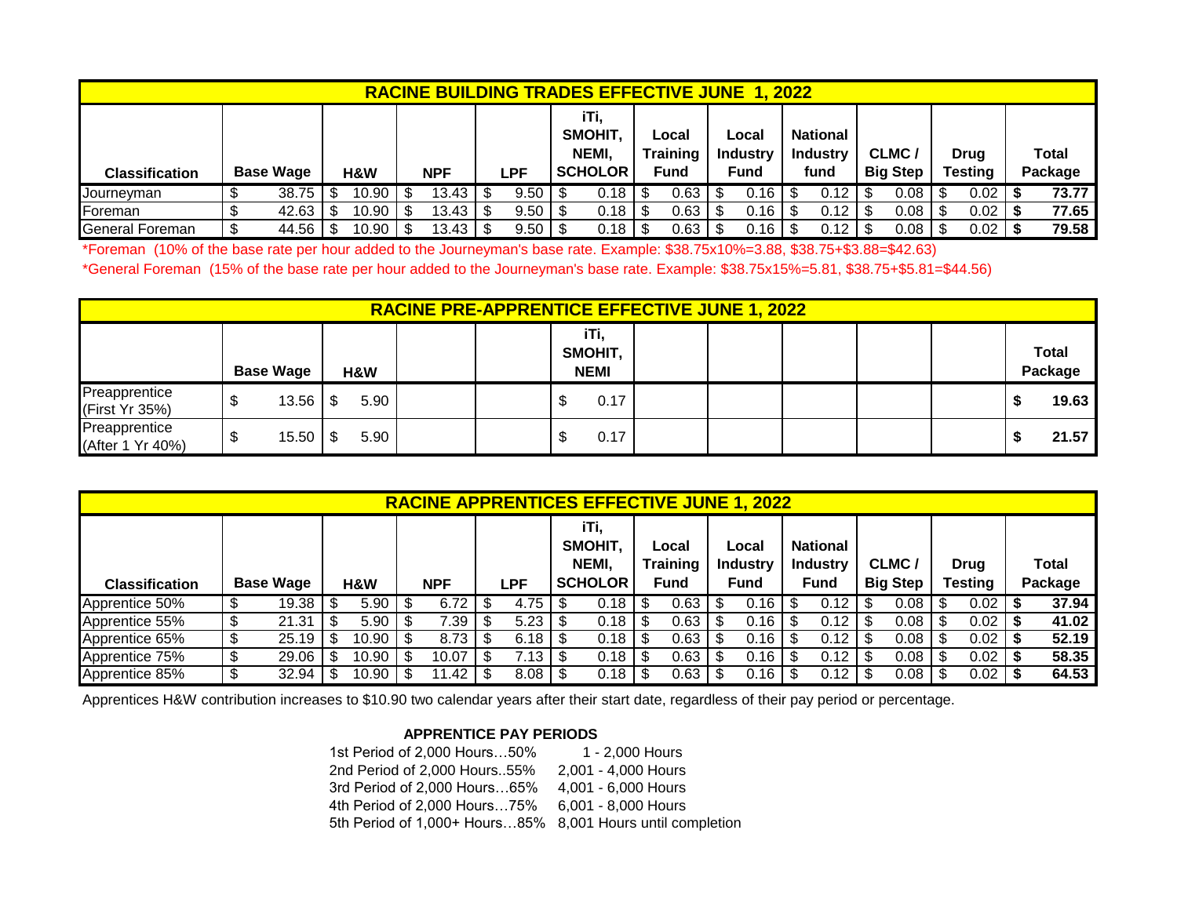| RACINE BUILDING TRADES EFFECTIVE JUNE 1, 2022 | | | | | | | | | | | |
|---|---|---|---|---|---|---|---|---|---|---|---|
| **Classification** | **Base Wage** | **H&W** | **NPF** | **LPF** | **iTi, SMOHIT, NEMI, SCHOLOR** | **Local Training Fund** | **Local Industry Fund** | **National Industry fund** | **CLMC / Big Step** | **Drug Testing** | **Total Package** |
| Journeyman | $ 38.75 | $ 10.90 | $ 13.43 | $ 9.50 | $ 0.18 | $ 0.63 | $ 0.16 | $ 0.12 | $ 0.08 | $ 0.02 | **$ 73.77** |
| Foreman | $ 42.63 | $ 10.90 | $ 13.43 | $ 9.50 | $ 0.18 | $ 0.63 | $ 0.16 | $ 0.12 | $ 0.08 | $ 0.02 | **$ 77.65** |
| General Foreman | $ 44.56 | $ 10.90 | $ 13.43 | $ 9.50 | $ 0.18 | $ 0.63 | $ 0.16 | $ 0.12 | $ 0.08 | $ 0.02 | **$ 79.58** |

*Foreman (10% of the base rate per hour added to the Journeyman's base rate. Example: $38.75x10%=3.88, $38.75+$3.88=$42.63)

*General Foreman (15% of the base rate per hour added to the Journeyman's base rate. Example: $38.75x15%=5.81, $38.75+$5.81=$44.56)

| RACINE PRE-APPRENTICE EFFECTIVE JUNE 1, 2022 | | | | | | | | | | | |
|---|---|---|---|---|---|---|---|---|---|---|---|
| | **Base Wage** | **H&W** | | | **iTi, SMOHIT, NEMI** | | | | | | **Total Package** |
| Preapprentice (First Yr 35%) | $ 13.56 | $ 5.90 | | | $ 0.17 | | | | | | **$ 19.63** |
| Preapprentice (After 1 Yr 40%) | $ 15.50 | $ 5.90 | | | $ 0.17 | | | | | | **$ 21.57** |

| RACINE APPRENTICES EFFECTIVE JUNE 1, 2022 | | | | | | | | | | | |
|---|---|---|---|---|---|---|---|---|---|---|---|
| **Classification** | **Base Wage** | **H&W** | **NPF** | **LPF** | **iTi, SMOHIT, NEMI, SCHOLOR** | **Local Training Fund** | **Local Industry Fund** | **National Industry Fund** | **CLMC / Big Step** | **Drug Testing** | **Total Package** |
| Apprentice 50% | $ 19.38 | $ 5.90 | $ 6.72 | $ 4.75 | $ 0.18 | $ 0.63 | $ 0.16 | $ 0.12 | $ 0.08 | $ 0.02 | **$ 37.94** |
| Apprentice 55% | $ 21.31 | $ 5.90 | $ 7.39 | $ 5.23 | $ 0.18 | $ 0.63 | $ 0.16 | $ 0.12 | $ 0.08 | $ 0.02 | **$ 41.02** |
| Apprentice 65% | $ 25.19 | $ 10.90 | $ 8.73 | $ 6.18 | $ 0.18 | $ 0.63 | $ 0.16 | $ 0.12 | $ 0.08 | $ 0.02 | **$ 52.19** |
| Apprentice 75% | $ 29.06 | $ 10.90 | $ 10.07 | $ 7.13 | $ 0.18 | $ 0.63 | $ 0.16 | $ 0.12 | $ 0.08 | $ 0.02 | **$ 58.35** |
| Apprentice 85% | $ 32.94 | $ 10.90 | $ 11.42 | $ 8.08 | $ 0.18 | $ 0.63 | $ 0.16 | $ 0.12 | $ 0.08 | $ 0.02 | **$ 64.53** |

Apprentices H&W contribution increases to $10.90 two calendar years after their start date, regardless of their pay period or percentage.

**APPRENTICE PAY PERIODS**

| | |
|---|---|
| 1st Period of 2,000 Hours…50% | 1 - 2,000 Hours |
| 2nd Period of 2,000 Hours..55% | 2,001 - 4,000 Hours |
| 3rd Period of 2,000 Hours…65% | 4,001 - 6,000 Hours |
| 4th Period of 2,000 Hours…75% | 6,001 - 8,000 Hours |
| 5th Period of 1,000+ Hours…85% | 8,001 Hours until completion |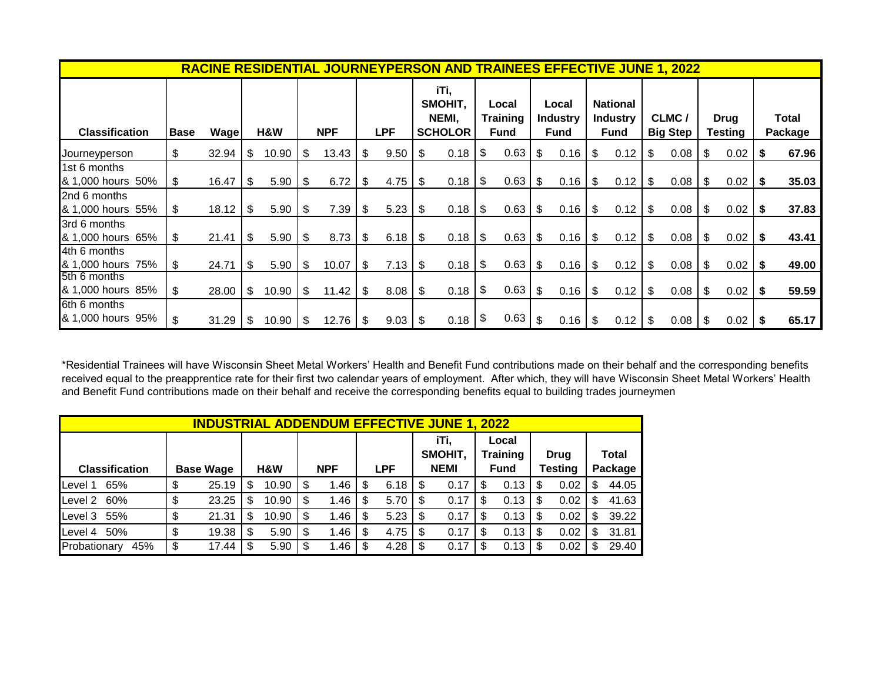| RACINE RESIDENTIAL JOURNEYPERSON AND TRAINEES EFFECTIVE JUNE 1, 2022 | | | | | | | | | | | |
|---|---|---|---|---|---|---|---|---|---|---|---|
| Classification | Base Wage | H&W | NPF | LPF | iTi, SMOHIT, NEMI, SCHOLOR | Local Training Fund | Local Industry Fund | National Industry Fund | CLMC / Big Step | Drug Testing | Total Package |
| Journeyperson | $ 32.94 | $ 10.90 | $ 13.43 | $ 9.50 | $ 0.18 | $ 0.63 | $ 0.16 | $ 0.12 | $ 0.08 | $ 0.02 | **$ 67.96** |
| 1st 6 months & 1,000 hours 50% | $ 16.47 | $ 5.90 | $ 6.72 | $ 4.75 | $ 0.18 | $ 0.63 | $ 0.16 | $ 0.12 | $ 0.08 | $ 0.02 | **$ 35.03** |
| 2nd 6 months & 1,000 hours 55% | $ 18.12 | $ 5.90 | $ 7.39 | $ 5.23 | $ 0.18 | $ 0.63 | $ 0.16 | $ 0.12 | $ 0.08 | $ 0.02 | **$ 37.83** |
| 3rd 6 months & 1,000 hours 65% | $ 21.41 | $ 5.90 | $ 8.73 | $ 6.18 | $ 0.18 | $ 0.63 | $ 0.16 | $ 0.12 | $ 0.08 | $ 0.02 | **$ 43.41** |
| 4th 6 months & 1,000 hours 75% | $ 24.71 | $ 5.90 | $ 10.07 | $ 7.13 | $ 0.18 | $ 0.63 | $ 0.16 | $ 0.12 | $ 0.08 | $ 0.02 | **$ 49.00** |
| 5th 6 months & 1,000 hours 85% | $ 28.00 | $ 10.90 | $ 11.42 | $ 8.08 | $ 0.18 | $ 0.63 | $ 0.16 | $ 0.12 | $ 0.08 | $ 0.02 | **$ 59.59** |
| 6th 6 months & 1,000 hours 95% | $ 31.29 | $ 10.90 | $ 12.76 | $ 9.03 | $ 0.18 | $ 0.63 | $ 0.16 | $ 0.12 | $ 0.08 | $ 0.02 | **$ 65.17** |

*Residential Trainees will have Wisconsin Sheet Metal Workers' Health and Benefit Fund contributions made on their behalf and the corresponding benefits received equal to the preapprentice rate for their first two calendar years of employment. After which, they will have Wisconsin Sheet Metal Workers' Health and Benefit Fund contributions made on their behalf and receive the corresponding benefits equal to building trades journeymen

| INDUSTRIAL ADDENDUM EFFECTIVE JUNE 1, 2022 | | | | | | | | |
|---|---|---|---|---|---|---|---|---|
| Classification | Base Wage | H&W | NPF | LPF | iTi, SMOHIT, NEMI | Local Training Fund | Drug Testing | Total Package |
| Level 1 65% | $ 25.19 | $ 10.90 | $ 1.46 | $ 6.18 | $ 0.17 | $ 0.13 | $ 0.02 | $ 44.05 |
| Level 2 60% | $ 23.25 | $ 10.90 | $ 1.46 | $ 5.70 | $ 0.17 | $ 0.13 | $ 0.02 | $ 41.63 |
| Level 3 55% | $ 21.31 | $ 10.90 | $ 1.46 | $ 5.23 | $ 0.17 | $ 0.13 | $ 0.02 | $ 39.22 |
| Level 4 50% | $ 19.38 | $ 5.90 | $ 1.46 | $ 4.75 | $ 0.17 | $ 0.13 | $ 0.02 | $ 31.81 |
| Probationary 45% | $ 17.44 | $ 5.90 | $ 1.46 | $ 4.28 | $ 0.17 | $ 0.13 | $ 0.02 | $ 29.40 |